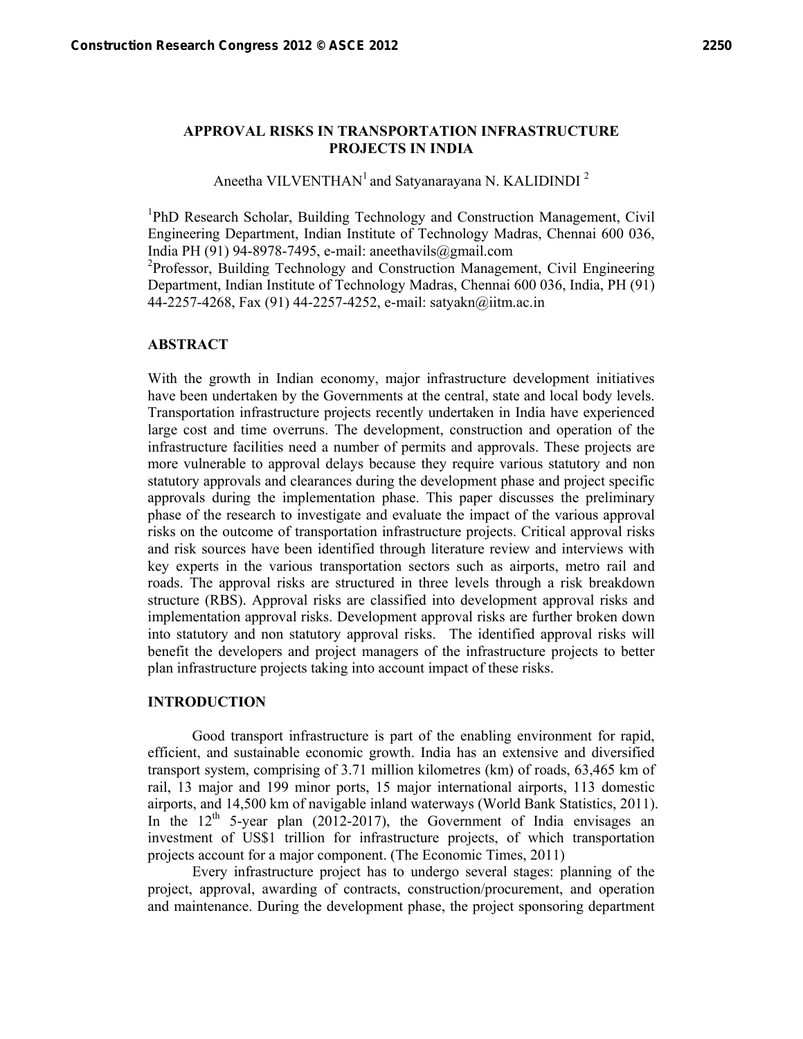# APPROVAL RISKS IN TRANSPORTATION INFRASTRUCTURE PROJECTS IN INDIA

Aneetha VILVENTHAN[1] and Satyanarayana N. KALIDINDI [2]

[1]PhD Research Scholar, Building Technology and Construction Management, Civil Engineering Department, Indian Institute of Technology Madras, Chennai 600 036, India PH (91) 94-8978-7495, e-mail: aneethavils@gmail.com

[2]Professor, Building Technology and Construction Management, Civil Engineering Department, Indian Institute of Technology Madras, Chennai 600 036, India, PH (91) 44-2257-4268, Fax (91) 44-2257-4252, e-mail: satyakn@iitm.ac.in

## ABSTRACT

With the growth in Indian economy, major infrastructure development initiatives have been undertaken by the Governments at the central, state and local body levels. Transportation infrastructure projects recently undertaken in India have experienced large cost and time overruns. The development, construction and operation of the infrastructure facilities need a number of permits and approvals. These projects are more vulnerable to approval delays because they require various statutory and non statutory approvals and clearances during the development phase and project specific approvals during the implementation phase. This paper discusses the preliminary phase of the research to investigate and evaluate the impact of the various approval risks on the outcome of transportation infrastructure projects. Critical approval risks and risk sources have been identified through literature review and interviews with key experts in the various transportation sectors such as airports, metro rail and roads. The approval risks are structured in three levels through a risk breakdown structure (RBS). Approval risks are classified into development approval risks and implementation approval risks. Development approval risks are further broken down into statutory and non statutory approval risks. The identified approval risks will benefit the developers and project managers of the infrastructure projects to better plan infrastructure projects taking into account impact of these risks.

## INTRODUCTION

Good transport infrastructure is part of the enabling environment for rapid, efficient, and sustainable economic growth. India has an extensive and diversified transport system, comprising of 3.71 million kilometres (km) of roads, 63,465 km of rail, 13 major and 199 minor ports, 15 major international airports, 113 domestic airports, and 14,500 km of navigable inland waterways (World Bank Statistics, 2011). In the 12th 5-year plan (2012-2017), the Government of India envisages an investment of US$1 trillion for infrastructure projects, of which transportation projects account for a major component. (The Economic Times, 2011)

Every infrastructure project has to undergo several stages: planning of the project, approval, awarding of contracts, construction/procurement, and operation and maintenance. During the development phase, the project sponsoring department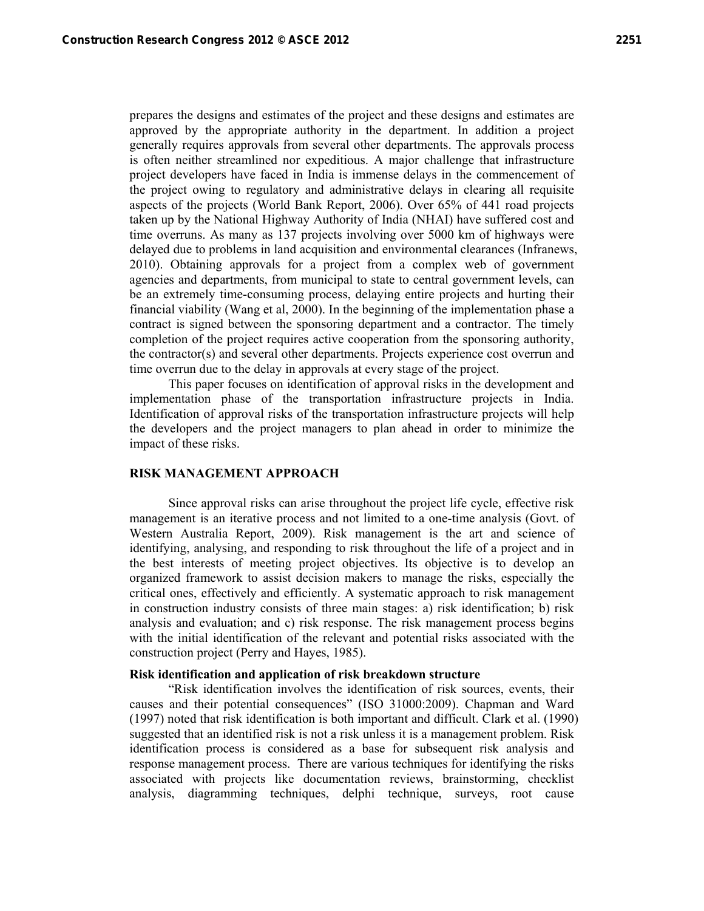prepares the designs and estimates of the project and these designs and estimates are approved by the appropriate authority in the department. In addition a project generally requires approvals from several other departments. The approvals process is often neither streamlined nor expeditious. A major challenge that infrastructure project developers have faced in India is immense delays in the commencement of the project owing to regulatory and administrative delays in clearing all requisite aspects of the projects (World Bank Report, 2006). Over 65% of 441 road projects taken up by the National Highway Authority of India (NHAI) have suffered cost and time overruns. As many as 137 projects involving over 5000 km of highways were delayed due to problems in land acquisition and environmental clearances (Infranews, 2010). Obtaining approvals for a project from a complex web of government agencies and departments, from municipal to state to central government levels, can be an extremely time-consuming process, delaying entire projects and hurting their financial viability (Wang et al, 2000). In the beginning of the implementation phase a contract is signed between the sponsoring department and a contractor. The timely completion of the project requires active cooperation from the sponsoring authority, the contractor(s) and several other departments. Projects experience cost overrun and time overrun due to the delay in approvals at every stage of the project.

This paper focuses on identification of approval risks in the development and implementation phase of the transportation infrastructure projects in India. Identification of approval risks of the transportation infrastructure projects will help the developers and the project managers to plan ahead in order to minimize the impact of these risks.

## RISK MANAGEMENT APPROACH

Since approval risks can arise throughout the project life cycle, effective risk management is an iterative process and not limited to a one-time analysis (Govt. of Western Australia Report, 2009). Risk management is the art and science of identifying, analysing, and responding to risk throughout the life of a project and in the best interests of meeting project objectives. Its objective is to develop an organized framework to assist decision makers to manage the risks, especially the critical ones, effectively and efficiently. A systematic approach to risk management in construction industry consists of three main stages: a) risk identification; b) risk analysis and evaluation; and c) risk response. The risk management process begins with the initial identification of the relevant and potential risks associated with the construction project (Perry and Hayes, 1985).

### Risk identification and application of risk breakdown structure

"Risk identification involves the identification of risk sources, events, their causes and their potential consequences" (ISO 31000:2009). Chapman and Ward (1997) noted that risk identification is both important and difficult. Clark et al. (1990) suggested that an identified risk is not a risk unless it is a management problem. Risk identification process is considered as a base for subsequent risk analysis and response management process. There are various techniques for identifying the risks associated with projects like documentation reviews, brainstorming, checklist analysis, diagramming techniques, delphi technique, surveys, root cause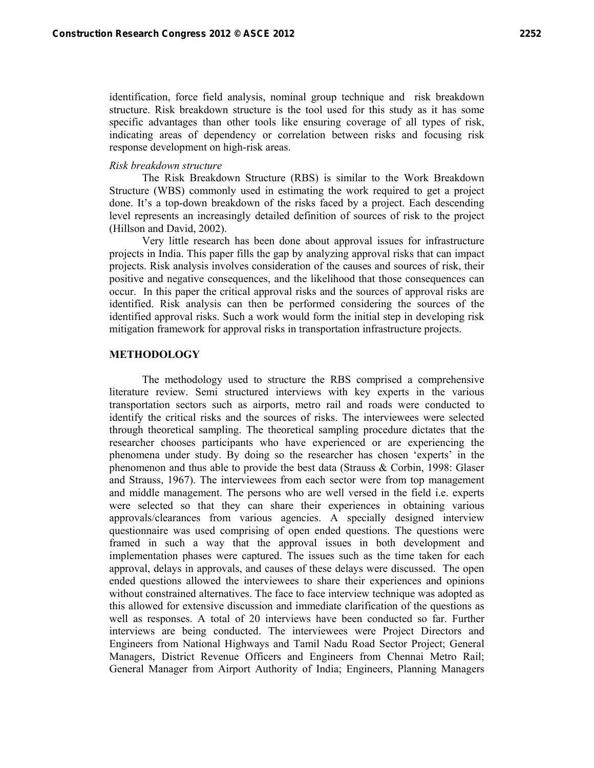identification, force field analysis, nominal group technique and risk breakdown structure. Risk breakdown structure is the tool used for this study as it has some specific advantages than other tools like ensuring coverage of all types of risk, indicating areas of dependency or correlation between risks and focusing risk response development on high-risk areas.

*Risk breakdown structure*

The Risk Breakdown Structure (RBS) is similar to the Work Breakdown Structure (WBS) commonly used in estimating the work required to get a project done. It's a top-down breakdown of the risks faced by a project. Each descending level represents an increasingly detailed definition of sources of risk to the project (Hillson and David, 2002).

Very little research has been done about approval issues for infrastructure projects in India. This paper fills the gap by analyzing approval risks that can impact projects. Risk analysis involves consideration of the causes and sources of risk, their positive and negative consequences, and the likelihood that those consequences can occur. In this paper the critical approval risks and the sources of approval risks are identified. Risk analysis can then be performed considering the sources of the identified approval risks. Such a work would form the initial step in developing risk mitigation framework for approval risks in transportation infrastructure projects.

## METHODOLOGY

The methodology used to structure the RBS comprised a comprehensive literature review. Semi structured interviews with key experts in the various transportation sectors such as airports, metro rail and roads were conducted to identify the critical risks and the sources of risks. The interviewees were selected through theoretical sampling. The theoretical sampling procedure dictates that the researcher chooses participants who have experienced or are experiencing the phenomena under study. By doing so the researcher has chosen 'experts' in the phenomenon and thus able to provide the best data (Strauss & Corbin, 1998: Glaser and Strauss, 1967). The interviewees from each sector were from top management and middle management. The persons who are well versed in the field i.e. experts were selected so that they can share their experiences in obtaining various approvals/clearances from various agencies. A specially designed interview questionnaire was used comprising of open ended questions. The questions were framed in such a way that the approval issues in both development and implementation phases were captured. The issues such as the time taken for each approval, delays in approvals, and causes of these delays were discussed. The open ended questions allowed the interviewees to share their experiences and opinions without constrained alternatives. The face to face interview technique was adopted as this allowed for extensive discussion and immediate clarification of the questions as well as responses. A total of 20 interviews have been conducted so far. Further interviews are being conducted. The interviewees were Project Directors and Engineers from National Highways and Tamil Nadu Road Sector Project; General Managers, District Revenue Officers and Engineers from Chennai Metro Rail; General Manager from Airport Authority of India; Engineers, Planning Managers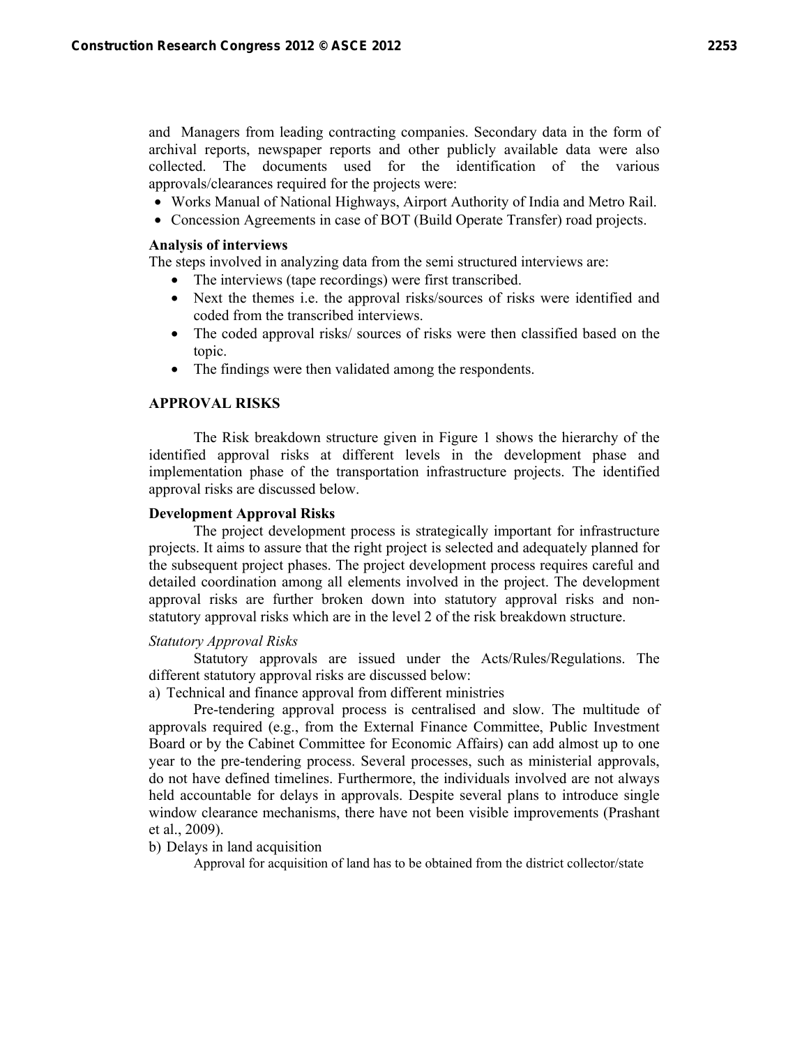and Managers from leading contracting companies. Secondary data in the form of archival reports, newspaper reports and other publicly available data were also collected. The documents used for the identification of the various approvals/clearances required for the projects were:

- Works Manual of National Highways, Airport Authority of India and Metro Rail.
- Concession Agreements in case of BOT (Build Operate Transfer) road projects.

### Analysis of interviews

The steps involved in analyzing data from the semi structured interviews are:

- The interviews (tape recordings) were first transcribed.
- Next the themes i.e. the approval risks/sources of risks were identified and coded from the transcribed interviews.
- The coded approval risks/ sources of risks were then classified based on the topic.
- The findings were then validated among the respondents.

## APPROVAL RISKS

The Risk breakdown structure given in Figure 1 shows the hierarchy of the identified approval risks at different levels in the development phase and implementation phase of the transportation infrastructure projects. The identified approval risks are discussed below.

### Development Approval Risks

The project development process is strategically important for infrastructure projects. It aims to assure that the right project is selected and adequately planned for the subsequent project phases. The project development process requires careful and detailed coordination among all elements involved in the project. The development approval risks are further broken down into statutory approval risks and non-statutory approval risks which are in the level 2 of the risk breakdown structure.

*Statutory Approval Risks*

Statutory approvals are issued under the Acts/Rules/Regulations. The different statutory approval risks are discussed below:

a) Technical and finance approval from different ministries

Pre-tendering approval process is centralised and slow. The multitude of approvals required (e.g., from the External Finance Committee, Public Investment Board or by the Cabinet Committee for Economic Affairs) can add almost up to one year to the pre-tendering process. Several processes, such as ministerial approvals, do not have defined timelines. Furthermore, the individuals involved are not always held accountable for delays in approvals. Despite several plans to introduce single window clearance mechanisms, there have not been visible improvements (Prashant et al., 2009).

b) Delays in land acquisition

Approval for acquisition of land has to be obtained from the district collector/state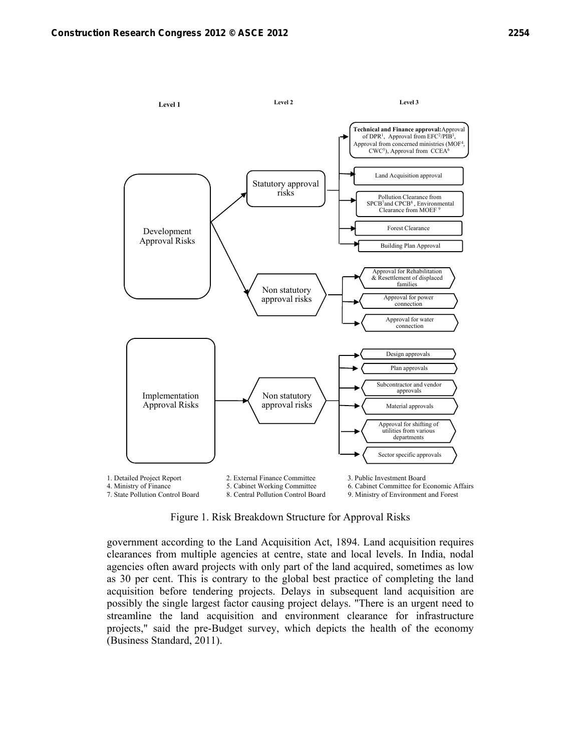**Level 1** — **Level 2** — **Level 3**

- Development Approval Risks
  - Statutory approval risks
    - **Technical and Finance approval:** Approval of DPR[1], Approval from EFC[2]/PIB[3], Approval from concerned ministries (MOF[4], CWC[5]), Approval from CCEA[6]
    - Land Acquisition approval
    - Pollution Clearance from SPCB[7] and CPCB[8], Environmental Clearance from MOEF[9]
    - Forest Clearance
    - Building Plan Approval
  - Non statutory approval risks
    - Approval for Rehabilitation & Resettlement of displaced families
    - Approval for power connection
    - Approval for water connection
- Implementation Approval Risks
  - Non statutory approval risks
    - Design approvals
    - Plan approvals
    - Subcontractor and vendor approvals
    - Material approvals
    - Approval for shifting of utilities from various departments
    - Sector specific approvals

1. Detailed Project Report
2. External Finance Committee
3. Public Investment Board
4. Ministry of Finance
5. Cabinet Working Committee
6. Cabinet Committee for Economic Affairs
7. State Pollution Control Board
8. Central Pollution Control Board
9. Ministry of Environment and Forest

Figure 1. Risk Breakdown Structure for Approval Risks

government according to the Land Acquisition Act, 1894. Land acquisition requires clearances from multiple agencies at centre, state and local levels. In India, nodal agencies often award projects with only part of the land acquired, sometimes as low as 30 per cent. This is contrary to the global best practice of completing the land acquisition before tendering projects. Delays in subsequent land acquisition are possibly the single largest factor causing project delays. "There is an urgent need to streamline the land acquisition and environment clearance for infrastructure projects," said the pre-Budget survey, which depicts the health of the economy (Business Standard, 2011).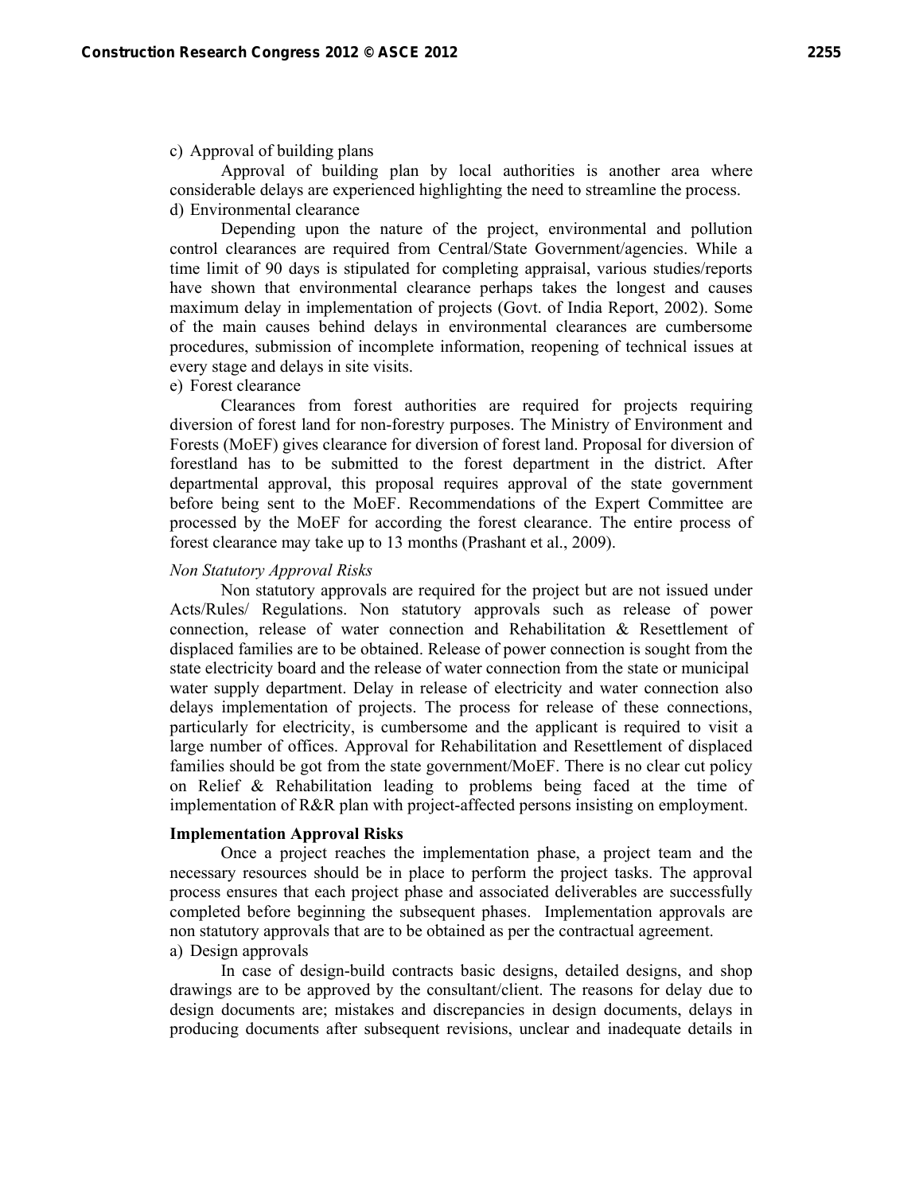c) Approval of building plans

Approval of building plan by local authorities is another area where considerable delays are experienced highlighting the need to streamline the process.

d) Environmental clearance

Depending upon the nature of the project, environmental and pollution control clearances are required from Central/State Government/agencies. While a time limit of 90 days is stipulated for completing appraisal, various studies/reports have shown that environmental clearance perhaps takes the longest and causes maximum delay in implementation of projects (Govt. of India Report, 2002). Some of the main causes behind delays in environmental clearances are cumbersome procedures, submission of incomplete information, reopening of technical issues at every stage and delays in site visits.

e) Forest clearance

Clearances from forest authorities are required for projects requiring diversion of forest land for non-forestry purposes. The Ministry of Environment and Forests (MoEF) gives clearance for diversion of forest land. Proposal for diversion of forestland has to be submitted to the forest department in the district. After departmental approval, this proposal requires approval of the state government before being sent to the MoEF. Recommendations of the Expert Committee are processed by the MoEF for according the forest clearance. The entire process of forest clearance may take up to 13 months (Prashant et al., 2009).

*Non Statutory Approval Risks*

Non statutory approvals are required for the project but are not issued under Acts/Rules/ Regulations. Non statutory approvals such as release of power connection, release of water connection and Rehabilitation & Resettlement of displaced families are to be obtained. Release of power connection is sought from the state electricity board and the release of water connection from the state or municipal water supply department. Delay in release of electricity and water connection also delays implementation of projects. The process for release of these connections, particularly for electricity, is cumbersome and the applicant is required to visit a large number of offices. Approval for Rehabilitation and Resettlement of displaced families should be got from the state government/MoEF. There is no clear cut policy on Relief & Rehabilitation leading to problems being faced at the time of implementation of R&R plan with project-affected persons insisting on employment.

**Implementation Approval Risks**

Once a project reaches the implementation phase, a project team and the necessary resources should be in place to perform the project tasks. The approval process ensures that each project phase and associated deliverables are successfully completed before beginning the subsequent phases. Implementation approvals are non statutory approvals that are to be obtained as per the contractual agreement.

a) Design approvals

In case of design-build contracts basic designs, detailed designs, and shop drawings are to be approved by the consultant/client. The reasons for delay due to design documents are; mistakes and discrepancies in design documents, delays in producing documents after subsequent revisions, unclear and inadequate details in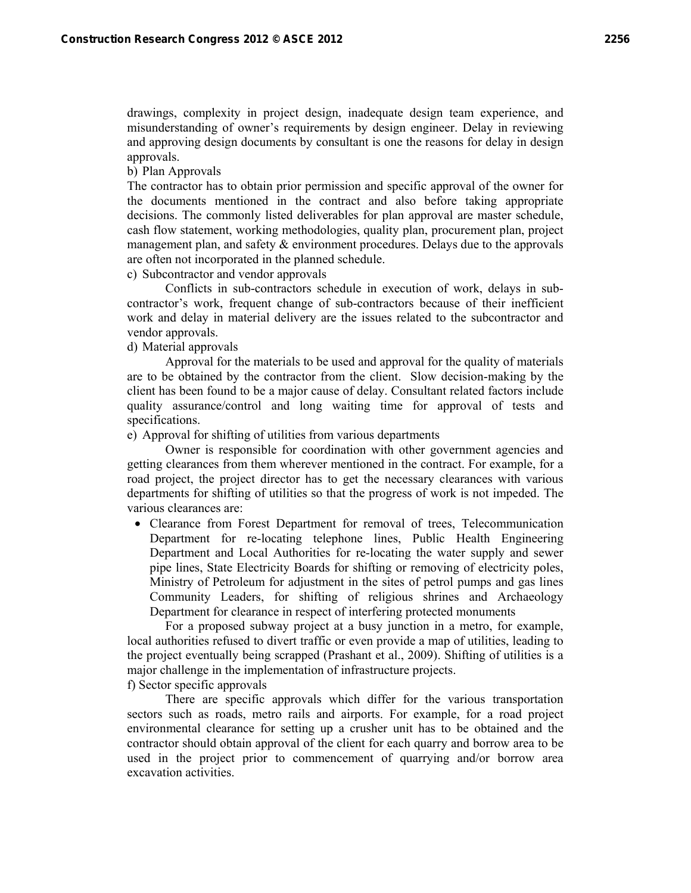drawings, complexity in project design, inadequate design team experience, and misunderstanding of owner's requirements by design engineer. Delay in reviewing and approving design documents by consultant is one the reasons for delay in design approvals.

b) Plan Approvals

The contractor has to obtain prior permission and specific approval of the owner for the documents mentioned in the contract and also before taking appropriate decisions. The commonly listed deliverables for plan approval are master schedule, cash flow statement, working methodologies, quality plan, procurement plan, project management plan, and safety & environment procedures. Delays due to the approvals are often not incorporated in the planned schedule.

c) Subcontractor and vendor approvals

Conflicts in sub-contractors schedule in execution of work, delays in sub-contractor's work, frequent change of sub-contractors because of their inefficient work and delay in material delivery are the issues related to the subcontractor and vendor approvals.

d) Material approvals

Approval for the materials to be used and approval for the quality of materials are to be obtained by the contractor from the client. Slow decision-making by the client has been found to be a major cause of delay. Consultant related factors include quality assurance/control and long waiting time for approval of tests and specifications.

e) Approval for shifting of utilities from various departments

Owner is responsible for coordination with other government agencies and getting clearances from them wherever mentioned in the contract. For example, for a road project, the project director has to get the necessary clearances with various departments for shifting of utilities so that the progress of work is not impeded. The various clearances are:

- Clearance from Forest Department for removal of trees, Telecommunication Department for re-locating telephone lines, Public Health Engineering Department and Local Authorities for re-locating the water supply and sewer pipe lines, State Electricity Boards for shifting or removing of electricity poles, Ministry of Petroleum for adjustment in the sites of petrol pumps and gas lines Community Leaders, for shifting of religious shrines and Archaeology Department for clearance in respect of interfering protected monuments

For a proposed subway project at a busy junction in a metro, for example, local authorities refused to divert traffic or even provide a map of utilities, leading to the project eventually being scrapped (Prashant et al., 2009). Shifting of utilities is a major challenge in the implementation of infrastructure projects.

f) Sector specific approvals

There are specific approvals which differ for the various transportation sectors such as roads, metro rails and airports. For example, for a road project environmental clearance for setting up a crusher unit has to be obtained and the contractor should obtain approval of the client for each quarry and borrow area to be used in the project prior to commencement of quarrying and/or borrow area excavation activities.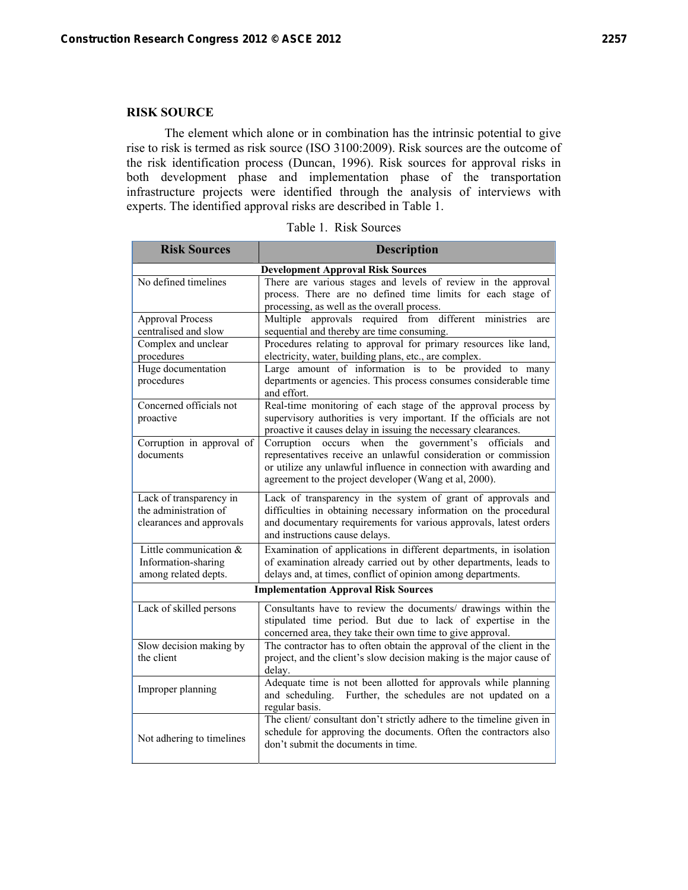## RISK SOURCE

The element which alone or in combination has the intrinsic potential to give rise to risk is termed as risk source (ISO 3100:2009). Risk sources are the outcome of the risk identification process (Duncan, 1996). Risk sources for approval risks in both development phase and implementation phase of the transportation infrastructure projects were identified through the analysis of interviews with experts. The identified approval risks are described in Table 1.

Table 1. Risk Sources

| Risk Sources | Description |
|---|---|
| **Development Approval Risk Sources** | |
| No defined timelines | There are various stages and levels of review in the approval process. There are no defined time limits for each stage of processing, as well as the overall process. |
| Approval Process centralised and slow | Multiple approvals required from different ministries are sequential and thereby are time consuming. |
| Complex and unclear procedures | Procedures relating to approval for primary resources like land, electricity, water, building plans, etc., are complex. |
| Huge documentation procedures | Large amount of information is to be provided to many departments or agencies. This process consumes considerable time and effort. |
| Concerned officials not proactive | Real-time monitoring of each stage of the approval process by supervisory authorities is very important. If the officials are not proactive it causes delay in issuing the necessary clearances. |
| Corruption in approval of documents | Corruption occurs when the government's officials and representatives receive an unlawful consideration or commission or utilize any unlawful influence in connection with awarding and agreement to the project developer (Wang et al, 2000). |
| Lack of transparency in the administration of clearances and approvals | Lack of transparency in the system of grant of approvals and difficulties in obtaining necessary information on the procedural and documentary requirements for various approvals, latest orders and instructions cause delays. |
| Little communication & Information-sharing among related depts. | Examination of applications in different departments, in isolation of examination already carried out by other departments, leads to delays and, at times, conflict of opinion among departments. |
| **Implementation Approval Risk Sources** | |
| Lack of skilled persons | Consultants have to review the documents/ drawings within the stipulated time period. But due to lack of expertise in the concerned area, they take their own time to give approval. |
| Slow decision making by the client | The contractor has to often obtain the approval of the client in the project, and the client's slow decision making is the major cause of delay. |
| Improper planning | Adequate time is not been allotted for approvals while planning and scheduling. Further, the schedules are not updated on a regular basis. |
| Not adhering to timelines | The client/ consultant don't strictly adhere to the timeline given in schedule for approving the documents. Often the contractors also don't submit the documents in time. |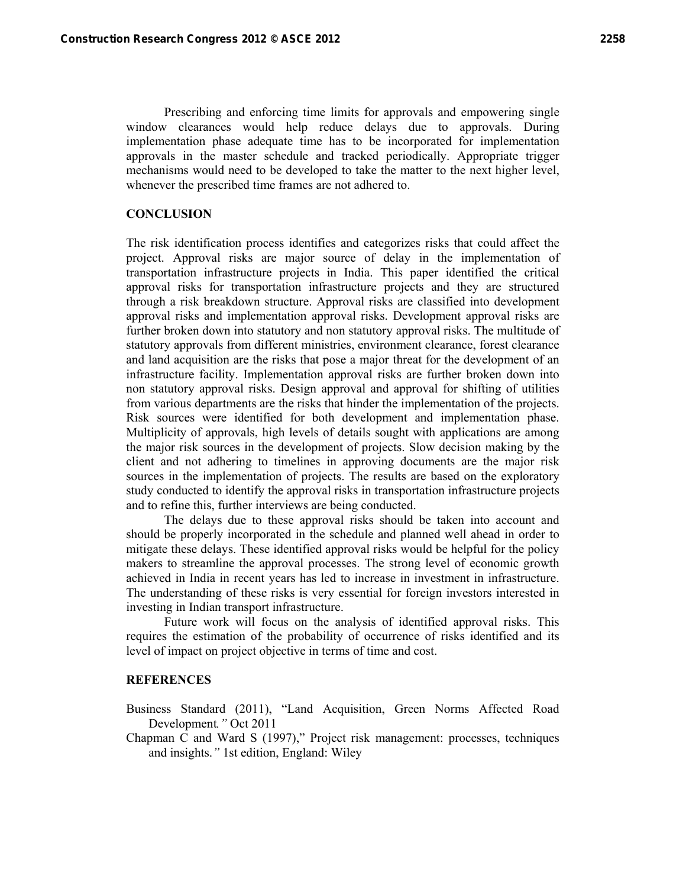Prescribing and enforcing time limits for approvals and empowering single window clearances would help reduce delays due to approvals. During implementation phase adequate time has to be incorporated for implementation approvals in the master schedule and tracked periodically. Appropriate trigger mechanisms would need to be developed to take the matter to the next higher level, whenever the prescribed time frames are not adhered to.

## CONCLUSION

The risk identification process identifies and categorizes risks that could affect the project. Approval risks are major source of delay in the implementation of transportation infrastructure projects in India. This paper identified the critical approval risks for transportation infrastructure projects and they are structured through a risk breakdown structure. Approval risks are classified into development approval risks and implementation approval risks. Development approval risks are further broken down into statutory and non statutory approval risks. The multitude of statutory approvals from different ministries, environment clearance, forest clearance and land acquisition are the risks that pose a major threat for the development of an infrastructure facility. Implementation approval risks are further broken down into non statutory approval risks. Design approval and approval for shifting of utilities from various departments are the risks that hinder the implementation of the projects. Risk sources were identified for both development and implementation phase. Multiplicity of approvals, high levels of details sought with applications are among the major risk sources in the development of projects. Slow decision making by the client and not adhering to timelines in approving documents are the major risk sources in the implementation of projects. The results are based on the exploratory study conducted to identify the approval risks in transportation infrastructure projects and to refine this, further interviews are being conducted.

The delays due to these approval risks should be taken into account and should be properly incorporated in the schedule and planned well ahead in order to mitigate these delays. These identified approval risks would be helpful for the policy makers to streamline the approval processes. The strong level of economic growth achieved in India in recent years has led to increase in investment in infrastructure. The understanding of these risks is very essential for foreign investors interested in investing in Indian transport infrastructure.

Future work will focus on the analysis of identified approval risks. This requires the estimation of the probability of occurrence of risks identified and its level of impact on project objective in terms of time and cost.

## REFERENCES

Business Standard (2011), "Land Acquisition, Green Norms Affected Road Development*."* Oct 2011

Chapman C and Ward S (1997)," Project risk management: processes, techniques and insights*."* 1st edition, England: Wiley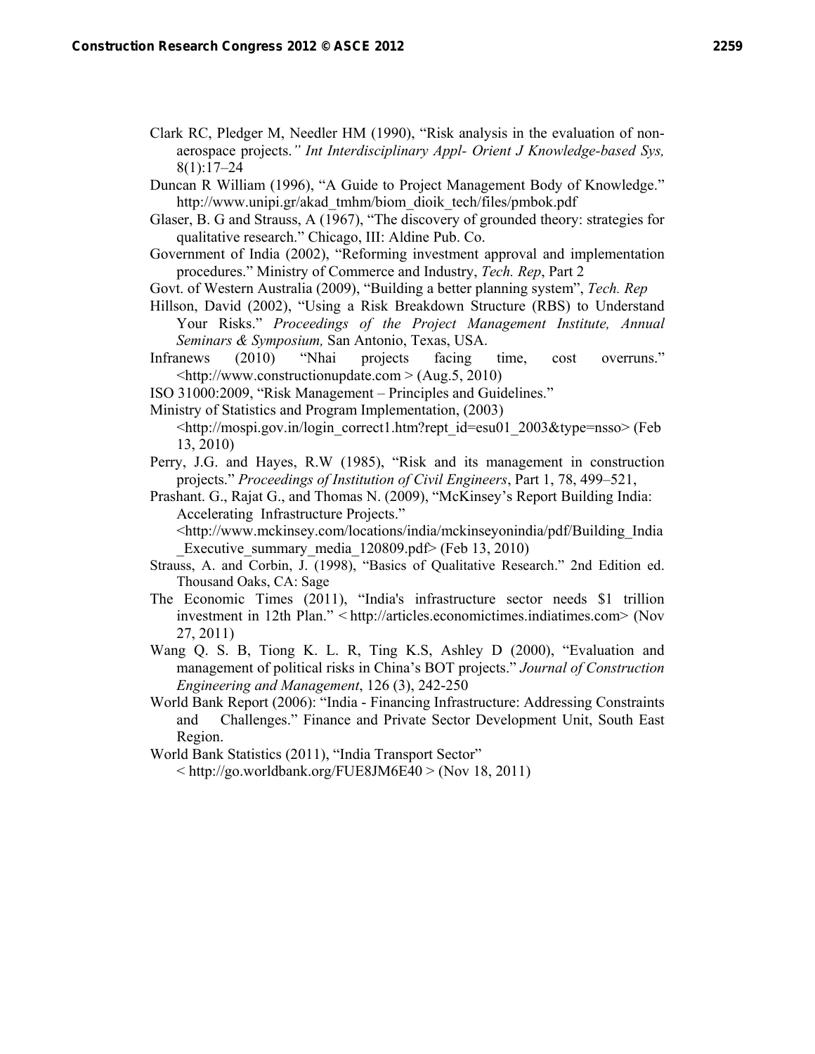Clark RC, Pledger M, Needler HM (1990), "Risk analysis in the evaluation of non-aerospace projects.*" Int Interdisciplinary Appl- Orient J Knowledge-based Sys,* 8(1):17–24

Duncan R William (1996), "A Guide to Project Management Body of Knowledge." http://www.unipi.gr/akad_tmhm/biom_dioik_tech/files/pmbok.pdf

Glaser, B. G and Strauss, A (1967), "The discovery of grounded theory: strategies for qualitative research." Chicago, III: Aldine Pub. Co.

Government of India (2002), "Reforming investment approval and implementation procedures." Ministry of Commerce and Industry, *Tech. Rep*, Part 2

Govt. of Western Australia (2009), "Building a better planning system", *Tech. Rep*

Hillson, David (2002), "Using a Risk Breakdown Structure (RBS) to Understand Your Risks." *Proceedings of the Project Management Institute, Annual Seminars & Symposium,* San Antonio, Texas, USA.

Infranews (2010) "Nhai projects facing time, cost overruns." <http://www.constructionupdate.com > (Aug.5, 2010)

ISO 31000:2009, "Risk Management – Principles and Guidelines."

Ministry of Statistics and Program Implementation, (2003) <http://mospi.gov.in/login_correct1.htm?rept_id=esu01_2003&type=nsso> (Feb 13, 2010)

Perry, J.G. and Hayes, R.W (1985), "Risk and its management in construction projects." *Proceedings of Institution of Civil Engineers*, Part 1, 78, 499–521,

Prashant. G., Rajat G., and Thomas N. (2009), "McKinsey's Report Building India: Accelerating Infrastructure Projects." <http://www.mckinsey.com/locations/india/mckinseyonindia/pdf/Building_India_Executive_summary_media_120809.pdf> (Feb 13, 2010)

Strauss, A. and Corbin, J. (1998), "Basics of Qualitative Research." 2nd Edition ed. Thousand Oaks, CA: Sage

The Economic Times (2011), "India's infrastructure sector needs $1 trillion investment in 12th Plan." < http://articles.economictimes.indiatimes.com> (Nov 27, 2011)

Wang Q. S. B, Tiong K. L. R, Ting K.S, Ashley D (2000), "Evaluation and management of political risks in China's BOT projects." *Journal of Construction Engineering and Management*, 126 (3), 242-250

World Bank Report (2006): "India - Financing Infrastructure: Addressing Constraints and Challenges." Finance and Private Sector Development Unit, South East Region.

World Bank Statistics (2011), "India Transport Sector" < http://go.worldbank.org/FUE8JM6E40 > (Nov 18, 2011)